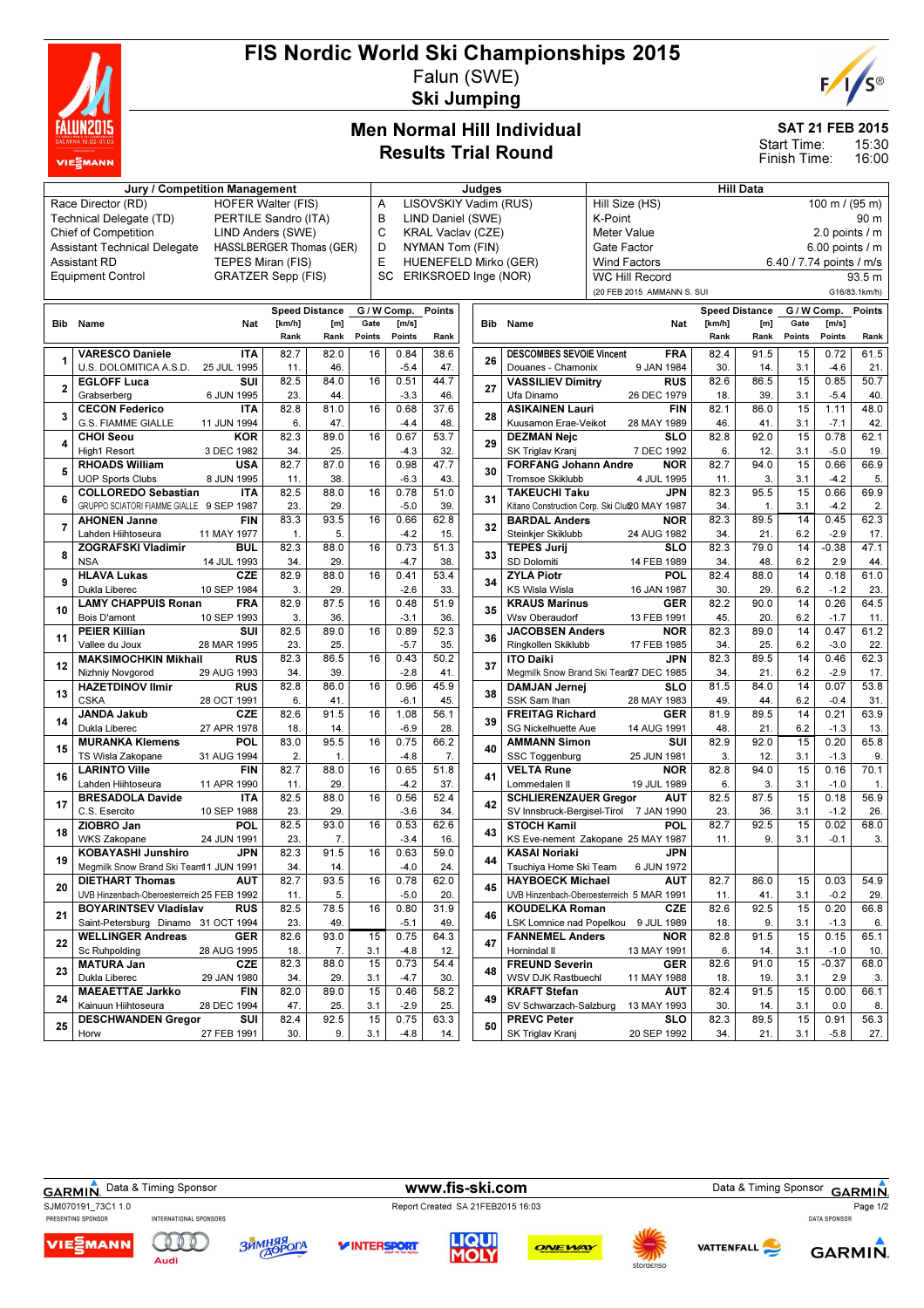# FIS Nordic World Ski Championships 2015

Falun (SWE)

**Ski Jumping**

## Men Normal Hill Individual
## Results Trial Round

**SAT 21 FEB 2015**
Start Time: 15:30
Finish Time: 16:00

| Jury / Competition Management | | Judges | | Hill Data | |
|---|---|---|---|---|---|
| Race Director (RD) | HOFER Walter (FIS) | A | LISOVSKIY Vadim (RUS) | Hill Size (HS) | 100 m / (95 m) |
| Technical Delegate (TD) | PERTILE Sandro (ITA) | B | LIND Daniel (SWE) | K-Point | 90 m |
| Chief of Competition | LIND Anders (SWE) | C | KRAL Vaclav (CZE) | Meter Value | 2.0 points / m |
| Assistant Technical Delegate | HASSLBERGER Thomas (GER) | D | NYMAN Tom (FIN) | Gate Factor | 6.00 points / m |
| Assistant RD | TEPES Miran (FIS) | E | HUENEFELD Mirko (GER) | Wind Factors | 6.40 / 7.74 points / m/s |
| Equipment Control | GRATZER Sepp (FIS) | SC | ERIKSROED Inge (NOR) | WC Hill Record | 93.5 m |
| | | | | (20 FEB 2015 AMMANN S. SUI | G16/83.1km/h) |

| Bib | Name / Club | Nat / Date of birth | Speed [km/h] | Speed Rank | Distance [m] | Distance Rank | Gate | Gate Points | Wind [m/s] | Wind Points | Points | Rank |
|---|---|---|---|---|---|---|---|---|---|---|---|---|
| 1 | VARESCO Daniele / U.S. DOLOMITICA A.S.D. | ITA / 25 JUL 1995 | 82.7 | 11. | 82.0 | 46. | 16 | | 0.84 | -5.4 | 38.6 | 47. |
| 2 | EGLOFF Luca / Grabserberg | SUI / 6 JUN 1995 | 82.5 | 23. | 84.0 | 44. | 16 | | 0.51 | -3.3 | 44.7 | 46. |
| 3 | CECON Federico / G.S. FIAMME GIALLE | ITA / 11 JUN 1994 | 82.8 | 6. | 81.0 | 47. | 16 | | 0.68 | -4.4 | 37.6 | 48. |
| 4 | CHOI Seou / High1 Resort | KOR / 3 DEC 1982 | 82.3 | 34. | 89.0 | 25. | 16 | | 0.67 | -4.3 | 53.7 | 32. |
| 5 | RHOADS William / UOP Sports Clubs | USA / 8 JUN 1995 | 82.7 | 11. | 87.0 | 38. | 16 | | 0.98 | -6.3 | 47.7 | 43. |
| 6 | COLLOREDO Sebastian / GRUPPO SCIATORI FIAMME GIALLE | ITA / 9 SEP 1987 | 82.5 | 23. | 88.0 | 29. | 16 | | 0.78 | -5.0 | 51.0 | 39. |
| 7 | AHONEN Janne / Lahden Hiihtoseura | FIN / 11 MAY 1977 | 83.3 | 1. | 93.5 | 5. | 16 | | 0.66 | -4.2 | 62.8 | 15. |
| 8 | ZOGRAFSKI Vladimir / NSA | BUL / 14 JUL 1993 | 82.3 | 34. | 88.0 | 29. | 16 | | 0.73 | -4.7 | 51.3 | 38. |
| 9 | HLAVA Lukas / Dukla Liberec | CZE / 10 SEP 1984 | 82.9 | 3. | 88.0 | 29. | 16 | | 0.41 | -2.6 | 53.4 | 33. |
| 10 | LAMY CHAPPUIS Ronan / Bois D'amont | FRA / 10 SEP 1993 | 82.9 | 3. | 87.5 | 36. | 16 | | 0.48 | -3.1 | 51.9 | 36. |
| 11 | PEIER Killian / Vallee du Joux | SUI / 28 MAR 1995 | 82.5 | 23. | 89.0 | 25. | 16 | | 0.89 | -5.7 | 52.3 | 35. |
| 12 | MAKSIMOCHKIN Mikhail / Nizhniy Novgorod | RUS / 29 AUG 1993 | 82.3 | 34. | 86.5 | 39. | 16 | | 0.43 | -2.8 | 50.2 | 41. |
| 13 | HAZETDINOV Ilmir / CSKA | RUS / 28 OCT 1991 | 82.8 | 6. | 86.0 | 41. | 16 | | 0.96 | -6.1 | 45.9 | 45. |
| 14 | JANDA Jakub / Dukla Liberec | CZE / 27 APR 1978 | 82.6 | 18. | 91.5 | 14. | 16 | | 1.08 | -6.9 | 56.1 | 28. |
| 15 | MURANKA Klemens / TS Wisla Zakopane | POL / 31 AUG 1994 | 83.0 | 2. | 95.5 | 1. | 16 | | 0.75 | -4.8 | 66.2 | 7. |
| 16 | LARINTO Ville / Lahden Hiihtoseura | FIN / 11 APR 1990 | 82.7 | 11. | 88.0 | 29. | 16 | | 0.65 | -4.2 | 51.8 | 37. |
| 17 | BRESADOLA Davide / C.S. Esercito | ITA / 10 SEP 1988 | 82.5 | 23. | 88.0 | 29. | 16 | | 0.56 | -3.6 | 52.4 | 34. |
| 18 | ZIOBRO Jan / WKS Zakopane | POL / 24 JUN 1991 | 82.5 | 23. | 93.0 | 7. | 16 | | 0.53 | -3.4 | 62.6 | 16. |
| 19 | KOBAYASHI Junshiro / Megmilk Snow Brand Ski Team | JPN / 11 JUN 1991 | 82.3 | 34. | 91.5 | 14. | 16 | | 0.63 | -4.0 | 59.0 | 24. |
| 20 | DIETHART Thomas / UVB Hinzenbach-Oberoesterreich | AUT / 25 FEB 1992 | 82.7 | 11. | 93.5 | 5. | 16 | | 0.78 | -5.0 | 62.0 | 20. |
| 21 | BOYARINTSEV Vladislav / Saint-Petersburg Dinamo | RUS / 31 OCT 1994 | 82.5 | 23. | 78.5 | 49. | 16 | | 0.80 | -5.1 | 31.9 | 49. |
| 22 | WELLINGER Andreas / Sc Ruhpolding | GER / 28 AUG 1995 | 82.6 | 18. | 93.0 | 7. | 15 | 3.1 | 0.75 | -4.8 | 64.3 | 12. |
| 23 | MATURA Jan / Dukla Liberec | CZE / 29 JAN 1980 | 82.3 | 34. | 88.0 | 29. | 15 | 3.1 | 0.73 | -4.7 | 54.4 | 30. |
| 24 | MAEAETTAE Jarkko / Kainuun Hiihtoseura | FIN / 28 DEC 1994 | 82.0 | 47. | 89.0 | 25. | 15 | 3.1 | 0.46 | -2.9 | 58.2 | 25. |
| 25 | DESCHWANDEN Gregor / Horw | SUI / 27 FEB 1991 | 82.4 | 30. | 92.5 | 9. | 15 | 3.1 | 0.75 | -4.8 | 63.3 | 14. |
| 26 | DESCOMBES SEVOIE Vincent / Douanes - Chamonix | FRA / 9 JAN 1984 | 82.4 | 30. | 91.5 | 14. | 15 | 3.1 | 0.72 | -4.6 | 61.5 | 21. |
| 27 | VASSILIEV Dimitry / Ufa Dinamo | RUS / 26 DEC 1979 | 82.6 | 18. | 86.5 | 39. | 15 | 3.1 | 0.85 | -5.4 | 50.7 | 40. |
| 28 | ASIKAINEN Lauri / Kuusamon Erae-Veikot | FIN / 28 MAY 1989 | 82.1 | 46. | 86.0 | 41. | 15 | 3.1 | 1.11 | -7.1 | 48.0 | 42. |
| 29 | DEZMAN Nejc / SK Triglav Kranj | SLO / 7 DEC 1992 | 82.8 | 6. | 92.0 | 12. | 15 | 3.1 | 0.78 | -5.0 | 62.1 | 19. |
| 30 | FORFANG Johann Andre / Tromsoe Skiklubb | NOR / 4 JUL 1995 | 82.7 | 11. | 94.0 | 3. | 15 | 3.1 | 0.66 | -4.2 | 66.9 | 5. |
| 31 | TAKEUCHI Taku / Kitano Construction Corp. Ski Club | JPN / 20 MAY 1987 | 82.3 | 34. | 95.5 | 1. | 15 | 3.1 | 0.66 | -4.2 | 69.9 | 2. |
| 32 | BARDAL Anders / Steinkjer Skiklubb | NOR / 24 AUG 1982 | 82.3 | 34. | 89.5 | 21. | 14 | 6.2 | 0.45 | -2.9 | 62.3 | 17. |
| 33 | TEPES Jurij / SD Dolomiti | SLO / 14 FEB 1989 | 82.3 | 34. | 79.0 | 48. | 14 | 6.2 | -0.38 | 2.9 | 47.1 | 44. |
| 34 | ZYLA Piotr / KS Wisla Wisla | POL / 16 JAN 1987 | 82.4 | 30. | 88.0 | 29. | 14 | 6.2 | 0.18 | -1.2 | 61.0 | 23. |
| 35 | KRAUS Marinus / Wsv Oberaudorf | GER / 13 FEB 1991 | 82.2 | 45. | 90.0 | 20. | 14 | 6.2 | 0.26 | -1.7 | 64.5 | 11. |
| 36 | JACOBSEN Anders / Ringkollen Skiklubb | NOR / 17 FEB 1985 | 82.3 | 34. | 89.0 | 25. | 14 | 6.2 | 0.47 | -3.0 | 61.2 | 22. |
| 37 | ITO Daiki / Megmilk Snow Brand Ski Team | JPN / 27 DEC 1985 | 82.3 | 34. | 89.5 | 21. | 14 | 6.2 | 0.46 | -2.9 | 62.3 | 17. |
| 38 | DAMJAN Jernej / SSK Sam Ihan | SLO / 28 MAY 1983 | 81.5 | 49. | 84.0 | 44. | 14 | 6.2 | 0.07 | -0.4 | 53.8 | 31. |
| 39 | FREITAG Richard / SG Nickelhuette Aue | GER / 14 AUG 1991 | 81.9 | 48. | 89.5 | 21. | 14 | 6.2 | 0.21 | -1.3 | 63.9 | 13. |
| 40 | AMMANN Simon / SSC Toggenburg | SUI / 25 JUN 1981 | 82.9 | 3. | 92.0 | 12. | 15 | 3.1 | 0.20 | -1.3 | 65.8 | 9. |
| 41 | VELTA Rune / Lommedalen Il | NOR / 19 JUL 1989 | 82.8 | 6. | 94.0 | 3. | 15 | 3.1 | 0.16 | -1.0 | 70.1 | 1. |
| 42 | SCHLIERENZAUER Gregor / SV Innsbruck-Bergisel-Tirol | AUT / 7 JAN 1990 | 82.5 | 23. | 87.5 | 36. | 15 | 3.1 | 0.18 | -1.2 | 56.9 | 26. |
| 43 | STOCH Kamil / KS Eve-nement Zakopane | POL / 25 MAY 1987 | 82.7 | 11. | 92.5 | 9. | 15 | 3.1 | 0.02 | -0.1 | 68.0 | 3. |
| 44 | KASAI Noriaki / Tsuchiya Home Ski Team | JPN / 6 JUN 1972 | | | | | | | | | | |
| 45 | HAYBOECK Michael / UVB Hinzenbach-Oberoesterreich | AUT / 5 MAR 1991 | 82.7 | 11. | 86.0 | 41. | 15 | 3.1 | 0.03 | -0.2 | 54.9 | 29. |
| 46 | KOUDELKA Roman / LSK Lomnice nad Popelkou | CZE / 9 JUL 1989 | 82.6 | 18. | 92.5 | 9. | 15 | 3.1 | 0.20 | -1.3 | 66.8 | 6. |
| 47 | FANNEMEL Anders / Hornindal Il | NOR / 13 MAY 1991 | 82.8 | 6. | 91.5 | 14. | 15 | 3.1 | 0.15 | -1.0 | 65.1 | 10. |
| 48 | FREUND Severin / WSV DJK Rastbuechl | GER / 11 MAY 1988 | 82.6 | 18. | 91.0 | 19. | 15 | 3.1 | -0.37 | 2.9 | 68.0 | 3. |
| 49 | KRAFT Stefan / SV Schwarzach-Salzburg | AUT / 13 MAY 1993 | 82.4 | 30. | 91.5 | 14. | 15 | 3.1 | 0.00 | 0.0 | 66.1 | 8. |
| 50 | PREVC Peter / SK Triglav Kranj | SLO / 20 SEP 1992 | 82.3 | 34. | 89.5 | 21. | 15 | 3.1 | 0.91 | -5.8 | 56.3 | 27. |

GARMIN Data & Timing Sponsor — www.fis-ski.com — Data & Timing Sponsor GARMIN

SJM070191_73C1 1.0 — Report Created SA 21FEB2015 16:03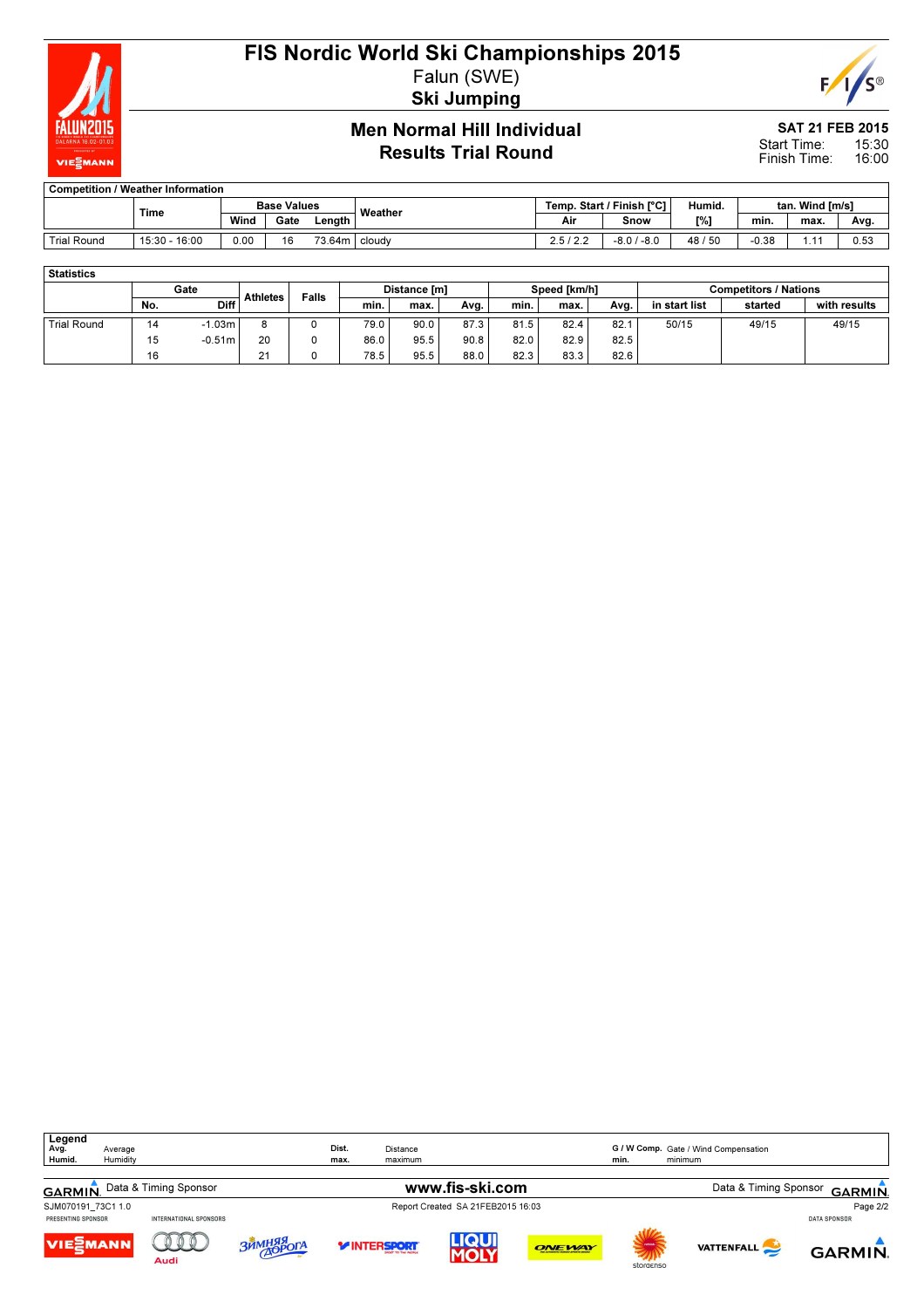# FIS Nordic World Ski Championships 2015

Falun (SWE)

**Ski Jumping**

## Men Normal Hill Individual
## Results Trial Round

**SAT 21 FEB 2015**

Start Time: 15:30
Finish Time: 16:00

| Competition / Weather Information | | | | | | | | | | | |
|---|---|---|---|---|---|---|---|---|---|---|---|
| | Time | Base Values | | | Weather | Temp. Start / Finish [°C] | | Humid. | tan. Wind [m/s] | | |
| | | Wind | Gate | Length | | Air | Snow | [%] | min. | max. | Avg. |
| Trial Round | 15:30 - 16:00 | 0.00 | 16 | 73.64m | cloudy | 2.5 / 2.2 | -8.0 / -8.0 | 48 / 50 | -0.38 | 1.11 | 0.53 |

| Statistics | | | | | | | | | | | | | |
|---|---|---|---|---|---|---|---|---|---|---|---|---|---|
| | Gate | | Athletes | Falls | Distance [m] | | | Speed [km/h] | | | Competitors / Nations | | |
| | No. | Diff | | | min. | max. | Avg. | min. | max. | Avg. | in start list | started | with results |
| Trial Round | 14 | -1.03m | 8 | 0 | 79.0 | 90.0 | 87.3 | 81.5 | 82.4 | 82.1 | 50/15 | 49/15 | 49/15 |
| | 15 | -0.51m | 20 | 0 | 86.0 | 95.5 | 90.8 | 82.0 | 82.9 | 82.5 | | | |
| | 16 | | 21 | 0 | 78.5 | 95.5 | 88.0 | 82.3 | 83.3 | 82.6 | | | |

| Legend | | | | | |
|---|---|---|---|---|---|
| Avg. | Average | Dist. | Distance | G / W Comp. | Gate / Wind Compensation |
| Humid. | Humidity | max. | maximum | min. | minimum |

GARMIN Data & Timing Sponsor — www.fis-ski.com — Data & Timing Sponsor GARMIN

SJM070191_73C1 1.0 — Report Created SA 21FEB2015 16:03